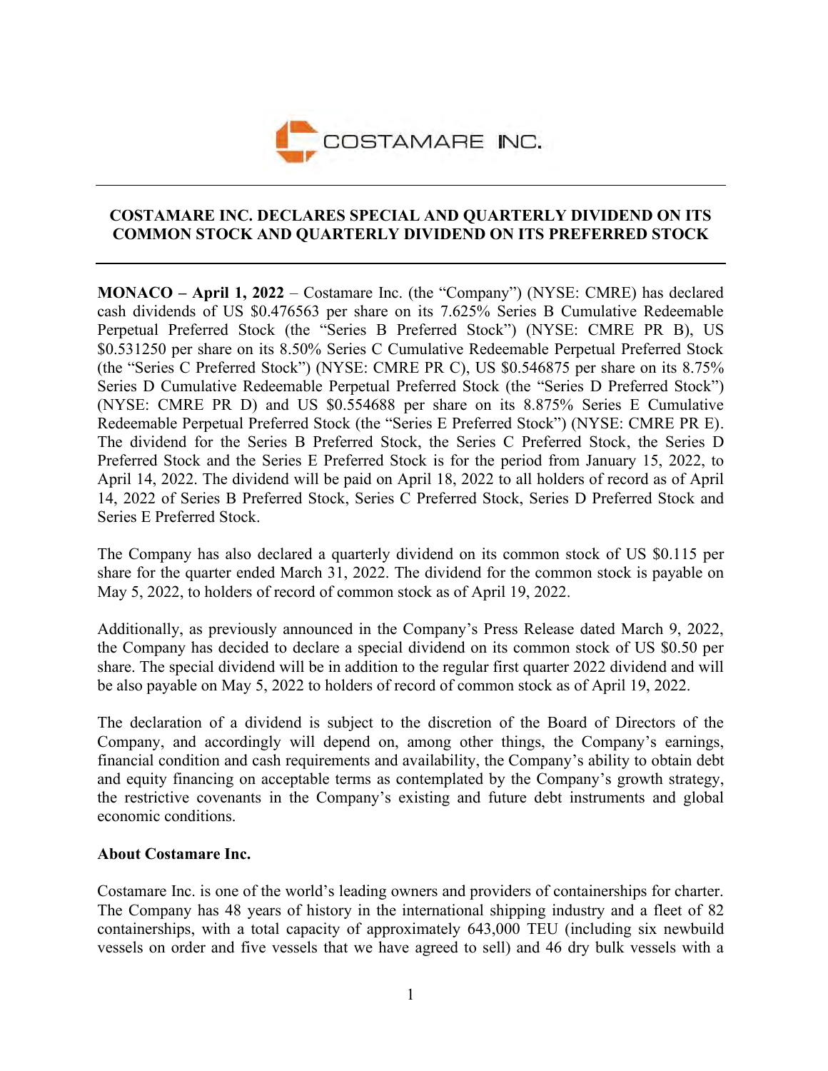COSTAMARE INC.

# COSTAMARE INC. DECLARES SPECIAL AND QUARTERLY DIVIDEND ON ITS COMMON STOCK AND QUARTERLY DIVIDEND ON ITS PREFERRED STOCK

**MONACO – April 1, 2022** – Costamare Inc. (the "Company") (NYSE: CMRE) has declared cash dividends of US $0.476563 per share on its 7.625% Series B Cumulative Redeemable Perpetual Preferred Stock (the "Series B Preferred Stock") (NYSE: CMRE PR B), US $0.531250 per share on its 8.50% Series C Cumulative Redeemable Perpetual Preferred Stock (the "Series C Preferred Stock") (NYSE: CMRE PR C), US $0.546875 per share on its 8.75% Series D Cumulative Redeemable Perpetual Preferred Stock (the "Series D Preferred Stock") (NYSE: CMRE PR D) and US $0.554688 per share on its 8.875% Series E Cumulative Redeemable Perpetual Preferred Stock (the "Series E Preferred Stock") (NYSE: CMRE PR E). The dividend for the Series B Preferred Stock, the Series C Preferred Stock, the Series D Preferred Stock and the Series E Preferred Stock is for the period from January 15, 2022, to April 14, 2022. The dividend will be paid on April 18, 2022 to all holders of record as of April 14, 2022 of Series B Preferred Stock, Series C Preferred Stock, Series D Preferred Stock and Series E Preferred Stock.

The Company has also declared a quarterly dividend on its common stock of US $0.115 per share for the quarter ended March 31, 2022. The dividend for the common stock is payable on May 5, 2022, to holders of record of common stock as of April 19, 2022.

Additionally, as previously announced in the Company's Press Release dated March 9, 2022, the Company has decided to declare a special dividend on its common stock of US $0.50 per share. The special dividend will be in addition to the regular first quarter 2022 dividend and will be also payable on May 5, 2022 to holders of record of common stock as of April 19, 2022.

The declaration of a dividend is subject to the discretion of the Board of Directors of the Company, and accordingly will depend on, among other things, the Company's earnings, financial condition and cash requirements and availability, the Company's ability to obtain debt and equity financing on acceptable terms as contemplated by the Company's growth strategy, the restrictive covenants in the Company's existing and future debt instruments and global economic conditions.

**About Costamare Inc.**

Costamare Inc. is one of the world's leading owners and providers of containerships for charter. The Company has 48 years of history in the international shipping industry and a fleet of 82 containerships, with a total capacity of approximately 643,000 TEU (including six newbuild vessels on order and five vessels that we have agreed to sell) and 46 dry bulk vessels with a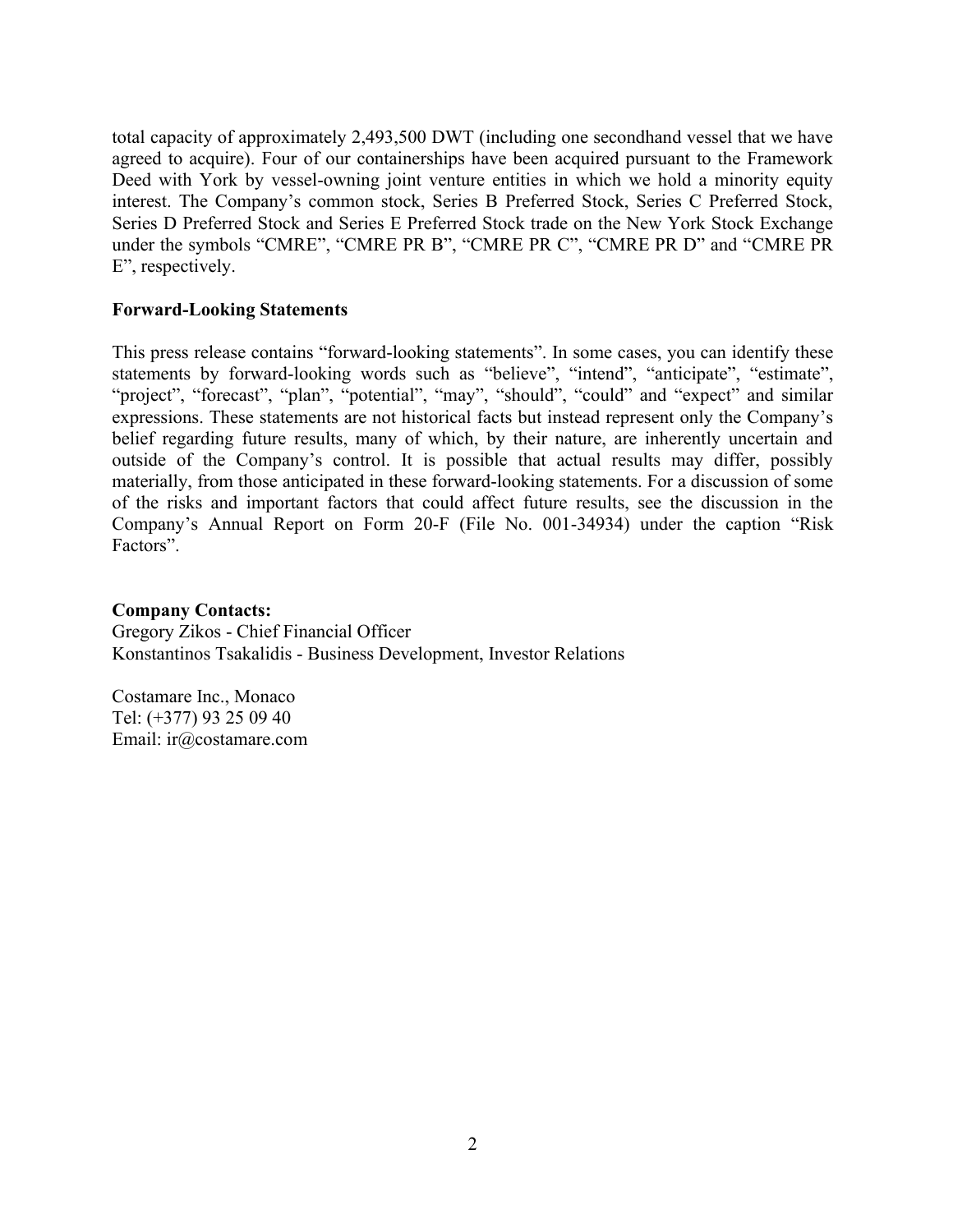total capacity of approximately 2,493,500 DWT (including one secondhand vessel that we have agreed to acquire). Four of our containerships have been acquired pursuant to the Framework Deed with York by vessel-owning joint venture entities in which we hold a minority equity interest. The Company's common stock, Series B Preferred Stock, Series C Preferred Stock, Series D Preferred Stock and Series E Preferred Stock trade on the New York Stock Exchange under the symbols "CMRE", "CMRE PR B", "CMRE PR C", "CMRE PR D" and "CMRE PR E", respectively.

**Forward-Looking Statements**

This press release contains "forward-looking statements". In some cases, you can identify these statements by forward-looking words such as "believe", "intend", "anticipate", "estimate", "project", "forecast", "plan", "potential", "may", "should", "could" and "expect" and similar expressions. These statements are not historical facts but instead represent only the Company's belief regarding future results, many of which, by their nature, are inherently uncertain and outside of the Company's control. It is possible that actual results may differ, possibly materially, from those anticipated in these forward-looking statements. For a discussion of some of the risks and important factors that could affect future results, see the discussion in the Company's Annual Report on Form 20-F (File No. 001-34934) under the caption "Risk Factors".

**Company Contacts:**
Gregory Zikos - Chief Financial Officer
Konstantinos Tsakalidis - Business Development, Investor Relations

Costamare Inc., Monaco
Tel: (+377) 93 25 09 40
Email: ir@costamare.com